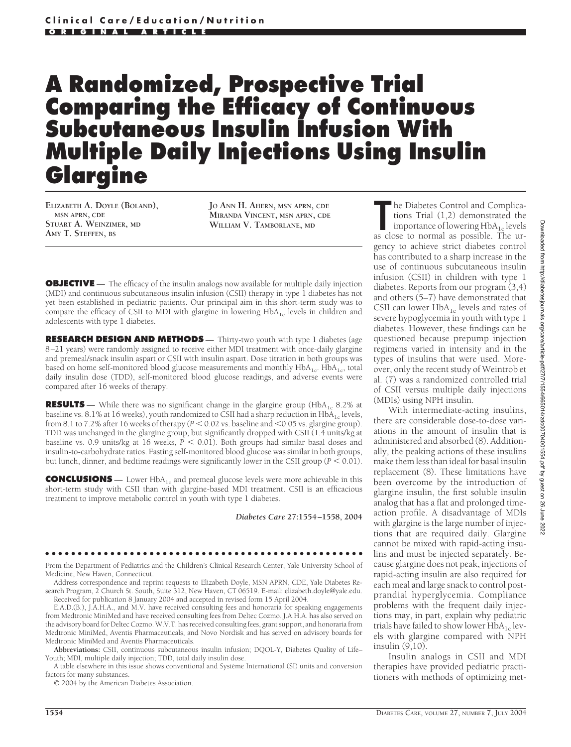# A Randomized, Prospective Trial Comparing the Efficacy of Continuous Subcutaneous Insulin Infusion With Multiple Daily Injections Using Insulin Glargine

**Elizabeth A. Doyle (Boland), MSN APRN, CDE**
**Stuart A. Weinzimer, MD**
**Amy T. Steffen, BS**
**Jo Ann H. Ahern, MSN APRN, CDE**
**Miranda Vincent, MSN APRN, CDE**
**William V. Tamborlane, MD**

**OBJECTIVE** — The efficacy of the insulin analogs now available for multiple daily injection (MDI) and continuous subcutaneous insulin infusion (CSII) therapy in type 1 diabetes has not yet been established in pediatric patients. Our principal aim in this short-term study was to compare the efficacy of CSII to MDI with glargine in lowering $HbA_{1c}$ levels in children and adolescents with type 1 diabetes.

**RESEARCH DESIGN AND METHODS** — Thirty-two youth with type 1 diabetes (age 8–21 years) were randomly assigned to receive either MDI treatment with once-daily glargine and premeal/snack insulin aspart or CSII with insulin aspart. Dose titration in both groups was based on home self-monitored blood glucose measurements and monthly $HbA_{1c}$. $HbA_{1c}$, total daily insulin dose (TDD), self-monitored blood glucose readings, and adverse events were compared after 16 weeks of therapy.

**RESULTS** — While there was no significant change in the glargine group ($HbA_{1c}$ 8.2% at baseline vs. 8.1% at 16 weeks), youth randomized to CSII had a sharp reduction in $HbA_{1c}$ levels, from 8.1 to 7.2% after 16 weeks of therapy ($P < 0.02$ vs. baseline and $< 0.05$ vs. glargine group). TDD was unchanged in the glargine group, but significantly dropped with CSII (1.4 units/kg at baseline vs. 0.9 units/kg at 16 weeks, $P < 0.01$). Both groups had similar basal doses and insulin-to-carbohydrate ratios. Fasting self-monitored blood glucose was similar in both groups, but lunch, dinner, and bedtime readings were significantly lower in the CSII group ($P < 0.01$).

**CONCLUSIONS** — Lower $HbA_{1c}$ and premeal glucose levels were more achievable in this short-term study with CSII than with glargine-based MDI treatment. CSII is an efficacious treatment to improve metabolic control in youth with type 1 diabetes.

*Diabetes Care* 27:1554–1558, 2004

From the Department of Pediatrics and the Children's Clinical Research Center, Yale University School of Medicine, New Haven, Connecticut.

Address correspondence and reprint requests to Elizabeth Doyle, MSN APRN, CDE, Yale Diabetes Research Program, 2 Church St. South, Suite 312, New Haven, CT 06519. E-mail: elizabeth.doyle@yale.edu.

Received for publication 8 January 2004 and accepted in revised form 15 April 2004.

E.A.D.(B.), J.A.H.A., and M.V. have received consulting fees and honoraria for speaking engagements from Medtronic MiniMed and have received consulting fees from Deltec Cozmo. J.A.H.A. has also served on the advisory board for Deltec Cozmo. W.V.T. has received consulting fees, grant support, and honoraria from Medtronic MiniMed, Aventis Pharmaceuticals, and Novo Nordisk and has served on advisory boards for Medtronic MiniMed and Aventis Pharmaceuticals.

**Abbreviations:** CSII, continuous subcutaneous insulin infusion; DQOL-Y, Diabetes Quality of Life–Youth; MDI, multiple daily injection; TDD, total daily insulin dose.

A table elsewhere in this issue shows conventional and Système International (SI) units and conversion factors for many substances.

© 2004 by the American Diabetes Association.

The Diabetes Control and Complications Trial (1,2) demonstrated the importance of lowering $HbA_{1c}$ levels as close to normal as possible. The urgency to achieve strict diabetes control has contributed to a sharp increase in the use of continuous subcutaneous insulin infusion (CSII) in children with type 1 diabetes. Reports from our program (3,4) and others (5–7) have demonstrated that CSII can lower $HbA_{1c}$ levels and rates of severe hypoglycemia in youth with type 1 diabetes. However, these findings can be questioned because prepump injection regimens varied in intensity and in the types of insulins that were used. Moreover, only the recent study of Weintrob et al. (7) was a randomized controlled trial of CSII versus multiple daily injections (MDIs) using NPH insulin.

With intermediate-acting insulins, there are considerable dose-to-dose variations in the amount of insulin that is administered and absorbed (8). Additionally, the peaking actions of these insulins make them less than ideal for basal insulin replacement (8). These limitations have been overcome by the introduction of glargine insulin, the first soluble insulin analog that has a flat and prolonged time-action profile. A disadvantage of MDIs with glargine is the large number of injections that are required daily. Glargine cannot be mixed with rapid-acting insulins and must be injected separately. Because glargine does not peak, injections of rapid-acting insulin are also required for each meal and large snack to control postprandial hyperglycemia. Compliance problems with the frequent daily injections may, in part, explain why pediatric trials have failed to show lower $HbA_{1c}$ levels with glargine compared with NPH insulin (9,10).

Insulin analogs in CSII and MDI therapies have provided pediatric practitioners with methods of optimizing met-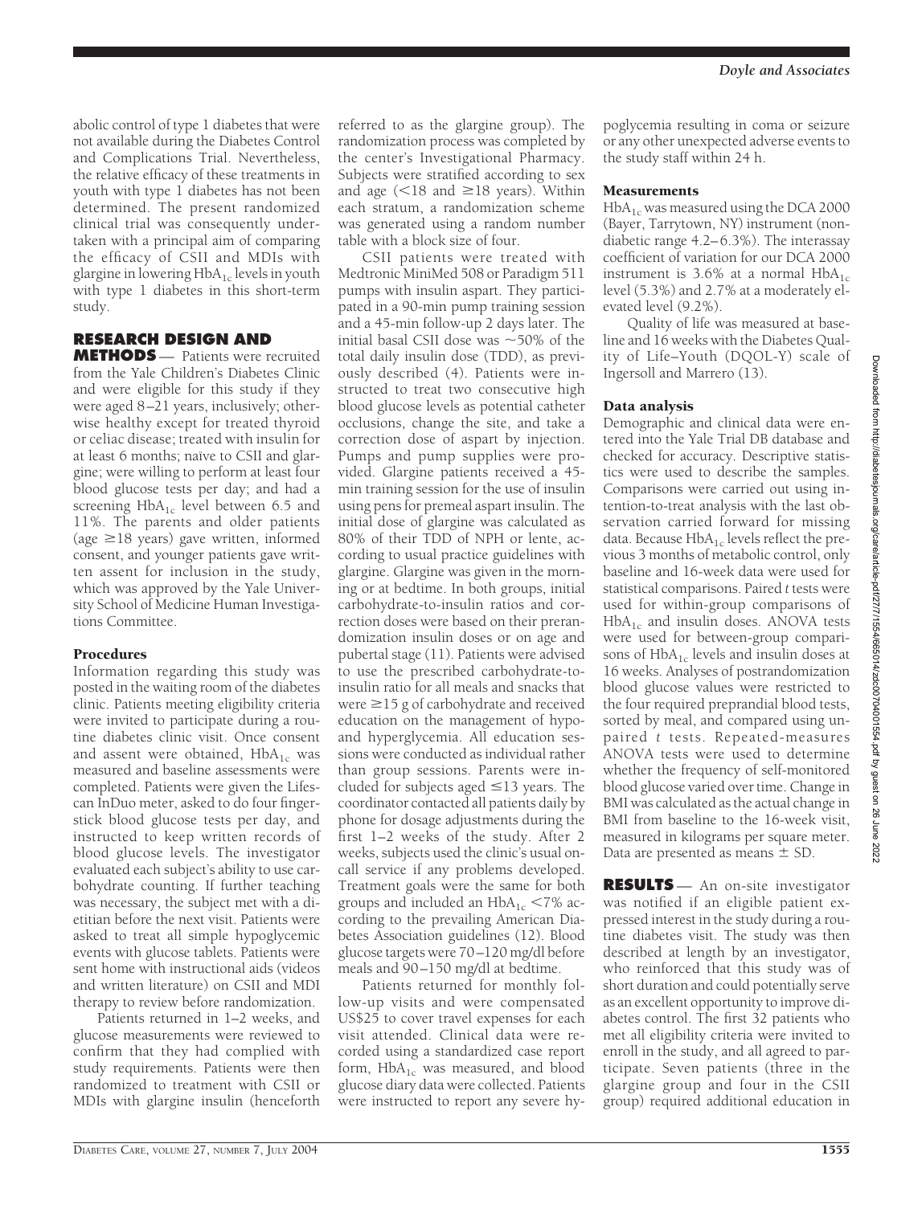abolic control of type 1 diabetes that were not available during the Diabetes Control and Complications Trial. Nevertheless, the relative efficacy of these treatments in youth with type 1 diabetes has not been determined. The present randomized clinical trial was consequently undertaken with a principal aim of comparing the efficacy of CSII and MDIs with glargine in lowering $HbA_{1c}$ levels in youth with type 1 diabetes in this short-term study.

## RESEARCH DESIGN AND METHODS

— Patients were recruited from the Yale Children's Diabetes Clinic and were eligible for this study if they were aged 8–21 years, inclusively; otherwise healthy except for treated thyroid or celiac disease; treated with insulin for at least 6 months; naïve to CSII and glargine; were willing to perform at least four blood glucose tests per day; and had a screening $HbA_{1c}$ level between 6.5 and 11%. The parents and older patients (age ≥18 years) gave written, informed consent, and younger patients gave written assent for inclusion in the study, which was approved by the Yale University School of Medicine Human Investigations Committee.

### Procedures

Information regarding this study was posted in the waiting room of the diabetes clinic. Patients meeting eligibility criteria were invited to participate during a routine diabetes clinic visit. Once consent and assent were obtained, $HbA_{1c}$ was measured and baseline assessments were completed. Patients were given the Lifescan InDuo meter, asked to do four fingerstick blood glucose tests per day, and instructed to keep written records of blood glucose levels. The investigator evaluated each subject's ability to use carbohydrate counting. If further teaching was necessary, the subject met with a dietitian before the next visit. Patients were asked to treat all simple hypoglycemic events with glucose tablets. Patients were sent home with instructional aids (videos and written literature) on CSII and MDI therapy to review before randomization.

Patients returned in 1–2 weeks, and glucose measurements were reviewed to confirm that they had complied with study requirements. Patients were then randomized to treatment with CSII or MDIs with glargine insulin (henceforth referred to as the glargine group). The randomization process was completed by the center's Investigational Pharmacy. Subjects were stratified according to sex and age (<18 and ≥18 years). Within each stratum, a randomization scheme was generated using a random number table with a block size of four.

CSII patients were treated with Medtronic MiniMed 508 or Paradigm 511 pumps with insulin aspart. They participated in a 90-min pump training session and a 45-min follow-up 2 days later. The initial basal CSII dose was ~50% of the total daily insulin dose (TDD), as previously described (4). Patients were instructed to treat two consecutive high blood glucose levels as potential catheter occlusions, change the site, and take a correction dose of aspart by injection. Pumps and pump supplies were provided. Glargine patients received a 45-min training session for the use of insulin using pens for premeal aspart insulin. The initial dose of glargine was calculated as 80% of their TDD of NPH or lente, according to usual practice guidelines with glargine. Glargine was given in the morning or at bedtime. In both groups, initial carbohydrate-to-insulin ratios and correction doses were based on their prerandomization insulin doses or on age and pubertal stage (11). Patients were advised to use the prescribed carbohydrate-to-insulin ratio for all meals and snacks that were ≥15 g of carbohydrate and received education on the management of hypo- and hyperglycemia. All education sessions were conducted as individual rather than group sessions. Parents were included for subjects aged ≤13 years. The coordinator contacted all patients daily by phone for dosage adjustments during the first 1–2 weeks of the study. After 2 weeks, subjects used the clinic's usual on-call service if any problems developed. Treatment goals were the same for both groups and included an $HbA_{1c}$ <7% according to the prevailing American Diabetes Association guidelines (12). Blood glucose targets were 70–120 mg/dl before meals and 90–150 mg/dl at bedtime.

Patients returned for monthly follow-up visits and were compensated US$25 to cover travel expenses for each visit attended. Clinical data were recorded using a standardized case report form, $HbA_{1c}$ was measured, and blood glucose diary data were collected. Patients were instructed to report any severe hypoglycemia resulting in coma or seizure or any other unexpected adverse events to the study staff within 24 h.

### Measurements

$HbA_{1c}$ was measured using the DCA 2000 (Bayer, Tarrytown, NY) instrument (nondiabetic range 4.2–6.3%). The interassay coefficient of variation for our DCA 2000 instrument is 3.6% at a normal $HbA_{1c}$ level (5.3%) and 2.7% at a moderately elevated level (9.2%).

Quality of life was measured at baseline and 16 weeks with the Diabetes Quality of Life–Youth (DQOL-Y) scale of Ingersoll and Marrero (13).

### Data analysis

Demographic and clinical data were entered into the Yale Trial DB database and checked for accuracy. Descriptive statistics were used to describe the samples. Comparisons were carried out using intention-to-treat analysis with the last observation carried forward for missing data. Because $HbA_{1c}$ levels reflect the previous 3 months of metabolic control, only baseline and 16-week data were used for statistical comparisons. Paired *t* tests were used for within-group comparisons of $HbA_{1c}$ and insulin doses. ANOVA tests were used for between-group comparisons of $HbA_{1c}$ levels and insulin doses at 16 weeks. Analyses of postrandomization blood glucose values were restricted to the four required preprandial blood tests, sorted by meal, and compared using unpaired *t* tests. Repeated-measures ANOVA tests were used to determine whether the frequency of self-monitored blood glucose varied over time. Change in BMI was calculated as the actual change in BMI from baseline to the 16-week visit, measured in kilograms per square meter. Data are presented as means ± SD.

## RESULTS

— An on-site investigator was notified if an eligible patient expressed interest in the study during a routine diabetes visit. The study was then described at length by an investigator, who reinforced that this study was of short duration and could potentially serve as an excellent opportunity to improve diabetes control. The first 32 patients who met all eligibility criteria were invited to enroll in the study, and all agreed to participate. Seven patients (three in the glargine group and four in the CSII group) required additional education in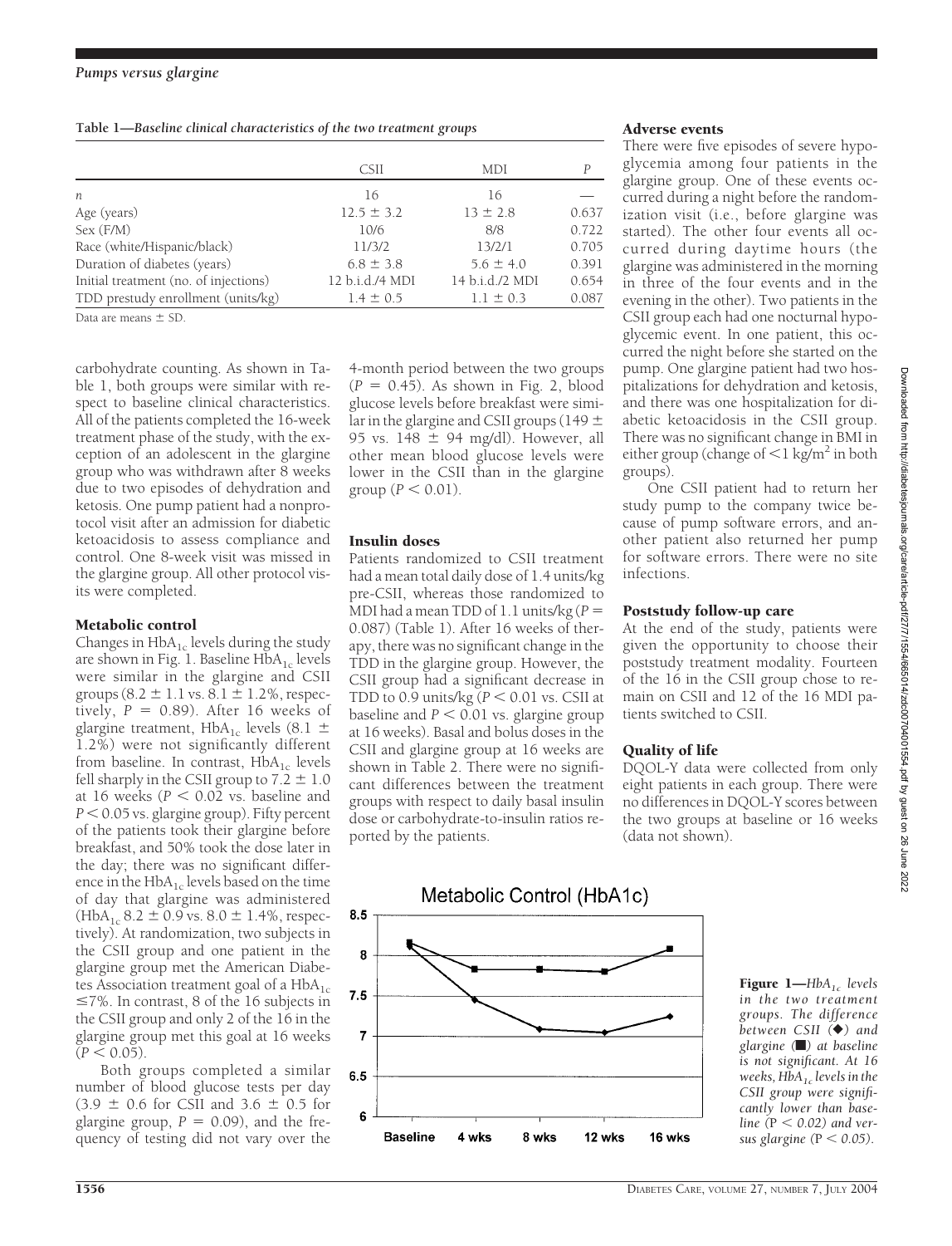**Table 1—Baseline clinical characteristics of the two treatment groups**

| | CSII | MDI | P |
|---|---|---|---|
| n | 16 | 16 | — |
| Age (years) | 12.5 ± 3.2 | 13 ± 2.8 | 0.637 |
| Sex (F/M) | 10/6 | 8/8 | 0.722 |
| Race (white/Hispanic/black) | 11/3/2 | 13/2/1 | 0.705 |
| Duration of diabetes (years) | 6.8 ± 3.8 | 5.6 ± 4.0 | 0.391 |
| Initial treatment (no. of injections) | 12 b.i.d./4 MDI | 14 b.i.d./2 MDI | 0.654 |
| TDD prestudy enrollment (units/kg) | 1.4 ± 0.5 | 1.1 ± 0.3 | 0.087 |

Data are means ± SD.

carbohydrate counting. As shown in Table 1, both groups were similar with respect to baseline clinical characteristics. All of the patients completed the 16-week treatment phase of the study, with the exception of an adolescent in the glargine group who was withdrawn after 8 weeks due to two episodes of dehydration and ketosis. One pump patient had a nonprotocol visit after an admission for diabetic ketoacidosis to assess compliance and control. One 8-week visit was missed in the glargine group. All other protocol visits were completed.

### Metabolic control

Changes in $HbA_{1c}$ levels during the study are shown in Fig. 1. Baseline $HbA_{1c}$ levels were similar in the glargine and CSII groups (8.2 ± 1.1 vs. 8.1 ± 1.2%, respectively, $P = 0.89$). After 16 weeks of glargine treatment, $HbA_{1c}$ levels (8.1 ± 1.2%) were not significantly different from baseline. In contrast, $HbA_{1c}$ levels fell sharply in the CSII group to 7.2 ± 1.0 at 16 weeks ($P < 0.02$ vs. baseline and $P < 0.05$ vs. glargine group). Fifty percent of the patients took their glargine before breakfast, and 50% took the dose later in the day; there was no significant difference in the $HbA_{1c}$ levels based on the time of day that glargine was administered ($HbA_{1c}$ 8.2 ± 0.9 vs. 8.0 ± 1.4%, respectively). At randomization, two subjects in the CSII group and one patient in the glargine group met the American Diabetes Association treatment goal of a $HbA_{1c}$ ≤7%. In contrast, 8 of the 16 subjects in the CSII group and only 2 of the 16 in the glargine group met this goal at 16 weeks ($P < 0.05$).

Both groups completed a similar number of blood glucose tests per day (3.9 ± 0.6 for CSII and 3.6 ± 0.5 for glargine group, $P = 0.09$), and the frequency of testing did not vary over the 4-month period between the two groups ($P = 0.45$). As shown in Fig. 2, blood glucose levels before breakfast were similar in the glargine and CSII groups (149 ± 95 vs. 148 ± 94 mg/dl). However, all other mean blood glucose levels were lower in the CSII than in the glargine group ($P < 0.01$).

### Insulin doses

Patients randomized to CSII treatment had a mean total daily dose of 1.4 units/kg pre-CSII, whereas those randomized to MDI had a mean TDD of 1.1 units/kg ($P = 0.087$) (Table 1). After 16 weeks of therapy, there was no significant change in the TDD in the glargine group. However, the CSII group had a significant decrease in TDD to 0.9 units/kg ($P < 0.01$ vs. CSII at baseline and $P < 0.01$ vs. glargine group at 16 weeks). Basal and bolus doses in the CSII and glargine group at 16 weeks are shown in Table 2. There were no significant differences between the treatment groups with respect to daily basal insulin dose or carbohydrate-to-insulin ratios reported by the patients.

### Adverse events

There were five episodes of severe hypoglycemia among four patients in the glargine group. One of these events occurred during a night before the randomization visit (i.e., before glargine was started). The other four events all occurred during daytime hours (the glargine was administered in the morning in three of the four events and in the evening in the other). Two patients in the CSII group each had one nocturnal hypoglycemic event. In one patient, this occurred the night before she started on the pump. One glargine patient had two hospitalizations for dehydration and ketosis, and there was one hospitalization for diabetic ketoacidosis in the CSII group. There was no significant change in BMI in either group (change of <1 $kg/m^2$ in both groups).

One CSII patient had to return her study pump to the company twice because of pump software errors, and another patient also returned her pump for software errors. There were no site infections.

### Poststudy follow-up care

At the end of the study, patients were given the opportunity to choose their poststudy treatment modality. Fourteen of the 16 in the CSII group chose to remain on CSII and 12 of the 16 MDI patients switched to CSII.

### Quality of life

DQOL-Y data were collected from only eight patients in each group. There were no differences in DQOL-Y scores between the two groups at baseline or 16 weeks (data not shown).

**Figure 1**—*$HbA_{1c}$ levels in the two treatment groups. The difference between CSII (◆) and glargine (■) at baseline is not significant. At 16 weeks, $HbA_{1c}$ levels in the CSII group were significantly lower than baseline (P < 0.02) and versus glargine (P < 0.05).*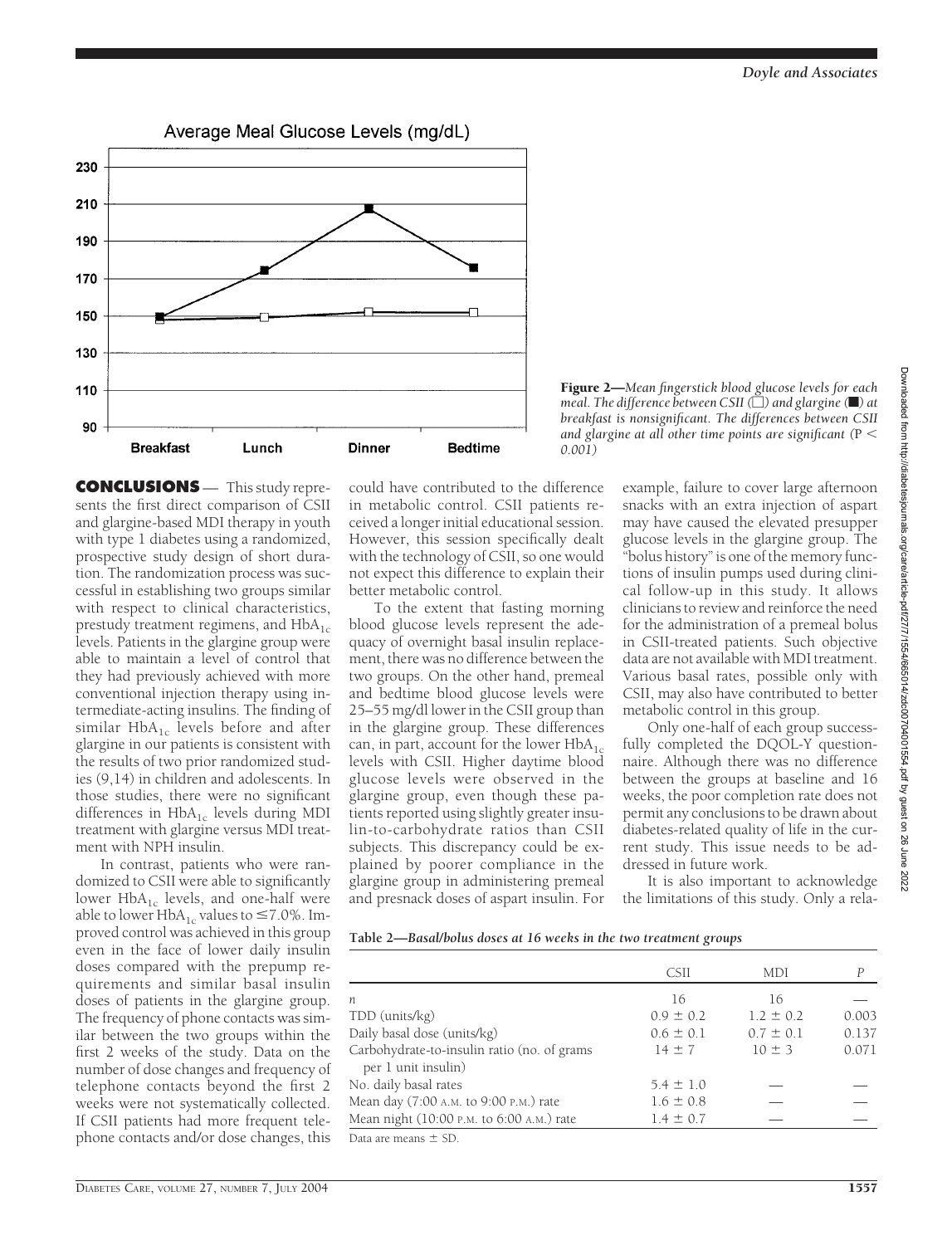Average Meal Glucose Levels (mg/dL)

230
210
190
170
150
130
110
90

Breakfast Lunch Dinner Bedtime

**Figure 2—***Mean fingerstick blood glucose levels for each meal. The difference between CSII (□) and glargine (■) at breakfast is nonsignificant. The differences between CSII and glargine at all other time points are significant* (P < *0.001)*

**CONCLUSIONS**— This study represents the first direct comparison of CSII and glargine-based MDI therapy in youth with type 1 diabetes using a randomized, prospective study design of short duration. The randomization process was successful in establishing two groups similar with respect to clinical characteristics, prestudy treatment regimens, and $HbA_{1c}$ levels. Patients in the glargine group were able to maintain a level of control that they had previously achieved with more conventional injection therapy using intermediate-acting insulins. The finding of similar $HbA_{1c}$ levels before and after glargine in our patients is consistent with the results of two prior randomized studies (9,14) in children and adolescents. In those studies, there were no significant differences in $HbA_{1c}$ levels during MDI treatment with glargine versus MDI treatment with NPH insulin.

In contrast, patients who were randomized to CSII were able to significantly lower $HbA_{1c}$ levels, and one-half were able to lower $HbA_{1c}$ values to ≤7.0%. Improved control was achieved in this group even in the face of lower daily insulin doses compared with the prepump requirements and similar basal insulin doses of patients in the glargine group. The frequency of phone contacts was similar between the two groups within the first 2 weeks of the study. Data on the number of dose changes and frequency of telephone contacts beyond the first 2 weeks were not systematically collected. If CSII patients had more frequent telephone contacts and/or dose changes, this could have contributed to the difference in metabolic control. CSII patients received a longer initial educational session. However, this session specifically dealt with the technology of CSII, so one would not expect this difference to explain their better metabolic control.

To the extent that fasting morning blood glucose levels represent the adequacy of overnight basal insulin replacement, there was no difference between the two groups. On the other hand, premeal and bedtime blood glucose levels were 25–55 mg/dl lower in the CSII group than in the glargine group. These differences can, in part, account for the lower $HbA_{1c}$ levels with CSII. Higher daytime blood glucose levels were observed in the glargine group, even though these patients reported using slightly greater insulin-to-carbohydrate ratios than CSII subjects. This discrepancy could be explained by poorer compliance in the glargine group in administering premeal and presnack doses of aspart insulin. For example, failure to cover large afternoon snacks with an extra injection of aspart may have caused the elevated presupper glucose levels in the glargine group. The "bolus history" is one of the memory functions of insulin pumps used during clinical follow-up in this study. It allows clinicians to review and reinforce the need for the administration of a premeal bolus in CSII-treated patients. Such objective data are not available with MDI treatment. Various basal rates, possible only with CSII, may also have contributed to better metabolic control in this group.

Only one-half of each group successfully completed the DQOL-Y questionnaire. Although there was no difference between the groups at baseline and 16 weeks, the poor completion rate does not permit any conclusions to be drawn about diabetes-related quality of life in the current study. This issue needs to be addressed in future work.

It is also important to acknowledge the limitations of this study. Only a rela-

**Table 2—***Basal/bolus doses at 16 weeks in the two treatment groups*

| | CSII | MDI | *P* |
|---|---|---|---|
| *n* | 16 | 16 | — |
| TDD (units/kg) | 0.9 ± 0.2 | 1.2 ± 0.2 | 0.003 |
| Daily basal dose (units/kg) | 0.6 ± 0.1 | 0.7 ± 0.1 | 0.137 |
| Carbohydrate-to-insulin ratio (no. of grams per 1 unit insulin) | 14 ± 7 | 10 ± 3 | 0.071 |
| No. daily basal rates | 5.4 ± 1.0 | — | — |
| Mean day (7:00 A.M. to 9:00 P.M.) rate | 1.6 ± 0.8 | — | — |
| Mean night (10:00 P.M. to 6:00 A.M.) rate | 1.4 ± 0.7 | — | — |

Data are means ± SD.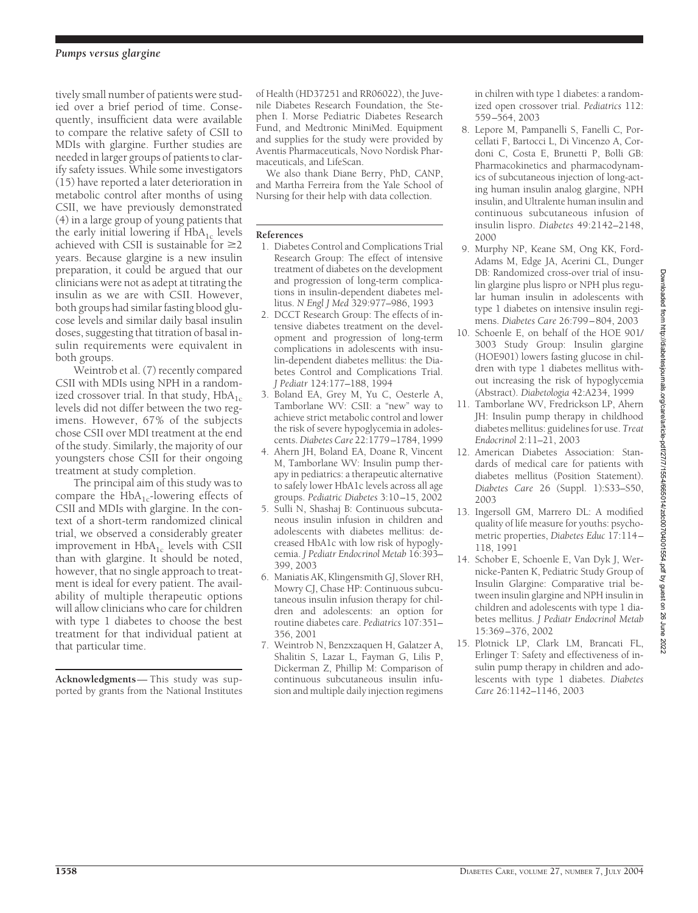tively small number of patients were studied over a brief period of time. Consequently, insufficient data were available to compare the relative safety of CSII to MDIs with glargine. Further studies are needed in larger groups of patients to clarify safety issues. While some investigators (15) have reported a later deterioration in metabolic control after months of using CSII, we have previously demonstrated (4) in a large group of young patients that the early initial lowering if $HbA_{1c}$ levels achieved with CSII is sustainable for ≥2 years. Because glargine is a new insulin preparation, it could be argued that our clinicians were not as adept at titrating the insulin as we are with CSII. However, both groups had similar fasting blood glucose levels and similar daily basal insulin doses, suggesting that titration of basal insulin requirements were equivalent in both groups.

Weintrob et al. (7) recently compared CSII with MDIs using NPH in a randomized crossover trial. In that study, $HbA_{1c}$ levels did not differ between the two regimens. However, 67% of the subjects chose CSII over MDI treatment at the end of the study. Similarly, the majority of our youngsters chose CSII for their ongoing treatment at study completion.

The principal aim of this study was to compare the $HbA_{1c}$-lowering effects of CSII and MDIs with glargine. In the context of a short-term randomized clinical trial, we observed a considerably greater improvement in $HbA_{1c}$ levels with CSII than with glargine. It should be noted, however, that no single approach to treatment is ideal for every patient. The availability of multiple therapeutic options will allow clinicians who care for children with type 1 diabetes to choose the best treatment for that individual patient at that particular time.

**Acknowledgments**— This study was supported by grants from the National Institutes of Health (HD37251 and RR06022), the Juvenile Diabetes Research Foundation, the Stephen I. Morse Pediatric Diabetes Research Fund, and Medtronic MiniMed. Equipment and supplies for the study were provided by Aventis Pharmaceuticals, Novo Nordisk Pharmaceuticals, and LifeScan.

We also thank Diane Berry, PhD, CANP, and Martha Ferreira from the Yale School of Nursing for their help with data collection.

## References

1. Diabetes Control and Complications Trial Research Group: The effect of intensive treatment of diabetes on the development and progression of long-term complications in insulin-dependent diabetes mellitus. *N Engl J Med* 329:977–986, 1993
2. DCCT Research Group: The effects of intensive diabetes treatment on the development and progression of long-term complications in adolescents with insulin-dependent diabetes mellitus: the Diabetes Control and Complications Trial. *J Pediatr* 124:177–188, 1994
3. Boland EA, Grey M, Yu C, Oesterle A, Tamborlane WV: CSII: a "new" way to achieve strict metabolic control and lower the risk of severe hypoglycemia in adolescents. *Diabetes Care* 22:1779–1784, 1999
4. Ahern JH, Boland EA, Doane R, Vincent M, Tamborlane WV: Insulin pump therapy in pediatrics: a therapeutic alternative to safely lower HbA1c levels across all age groups. *Pediatric Diabetes* 3:10–15, 2002
5. Sulli N, Shashaj B: Continuous subcutaneous insulin infusion in children and adolescents with diabetes mellitus: decreased HbA1c with low risk of hypoglycemia. *J Pediatr Endocrinol Metab* 16:393–399, 2003
6. Maniatis AK, Klingensmith GJ, Slover RH, Mowry CJ, Chase HP: Continuous subcutaneous insulin infusion therapy for children and adolescents: an option for routine diabetes care. *Pediatrics* 107:351–356, 2001
7. Weintrob N, Benzxzaquen H, Galatzer A, Shalitin S, Lazar L, Fayman G, Lilis P, Dickerman Z, Phillip M: Comparison of continuous subcutaneous insulin infusion and multiple daily injection regimens in chilren with type 1 diabetes: a randomized open crossover trial. *Pediatrics* 112: 559–564, 2003
8. Lepore M, Pampanelli S, Fanelli C, Porcellati F, Bartocci L, Di Vincenzo A, Cordoni C, Costa E, Brunetti P, Bolli GB: Pharmacokinetics and pharmacodynamics of subcutaneous injection of long-acting human insulin analog glargine, NPH insulin, and Ultralente human insulin and continuous subcutaneous infusion of insulin lispro. *Diabetes* 49:2142–2148, 2000
9. Murphy NP, Keane SM, Ong KK, Ford-Adams M, Edge JA, Acerini CL, Dunger DB: Randomized cross-over trial of insulin glargine plus lispro or NPH plus regular human insulin in adolescents with type 1 diabetes on intensive insulin regimens. *Diabetes Care* 26:799–804, 2003
10. Schoenle E, on behalf of the HOE 901/3003 Study Group: Insulin glargine (HOE901) lowers fasting glucose in children with type 1 diabetes mellitus without increasing the risk of hypoglycemia (Abstract). *Diabetologia* 42:A234, 1999
11. Tamborlane WV, Fredrickson LP, Ahern JH: Insulin pump therapy in childhood diabetes mellitus: guidelines for use. *Treat Endocrinol* 2:11–21, 2003
12. American Diabetes Association: Standards of medical care for patients with diabetes mellitus (Position Statement). *Diabetes Care* 26 (Suppl. 1):S33–S50, 2003
13. Ingersoll GM, Marrero DL: A modified quality of life measure for youths: psychometric properties, *Diabetes Educ* 17:114–118, 1991
14. Schober E, Schoenle E, Van Dyk J, Wernicke-Panten K, Pediatric Study Group of Insulin Glargine: Comparative trial between insulin glargine and NPH insulin in children and adolescents with type 1 diabetes mellitus. *J Pediatr Endocrinol Metab* 15:369–376, 2002
15. Plotnick LP, Clark LM, Brancati FL, Erlinger T: Safety and effectiveness of insulin pump therapy in children and adolescents with type 1 diabetes. *Diabetes Care* 26:1142–1146, 2003